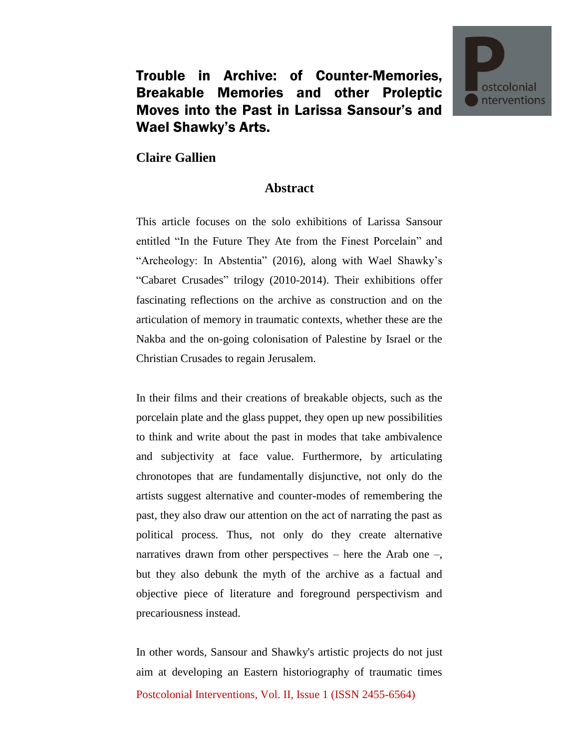# Trouble in Archive: of Counter-Memories, Breakable Memories and other Proleptic Moves into the Past in Larissa Sansour's and Wael Shawky's Arts.

**Claire Gallien**

## Abstract

This article focuses on the solo exhibitions of Larissa Sansour entitled "In the Future They Ate from the Finest Porcelain" and "Archeology: In Abstentia" (2016), along with Wael Shawky's "Cabaret Crusades" trilogy (2010-2014). Their exhibitions offer fascinating reflections on the archive as construction and on the articulation of memory in traumatic contexts, whether these are the Nakba and the on-going colonisation of Palestine by Israel or the Christian Crusades to regain Jerusalem.

In their films and their creations of breakable objects, such as the porcelain plate and the glass puppet, they open up new possibilities to think and write about the past in modes that take ambivalence and subjectivity at face value. Furthermore, by articulating chronotopes that are fundamentally disjunctive, not only do the artists suggest alternative and counter-modes of remembering the past, they also draw our attention on the act of narrating the past as political process. Thus, not only do they create alternative narratives drawn from other perspectives – here the Arab one –, but they also debunk the myth of the archive as a factual and objective piece of literature and foreground perspectivism and precariousness instead.

In other words, Sansour and Shawky's artistic projects do not just aim at developing an Eastern historiography of traumatic times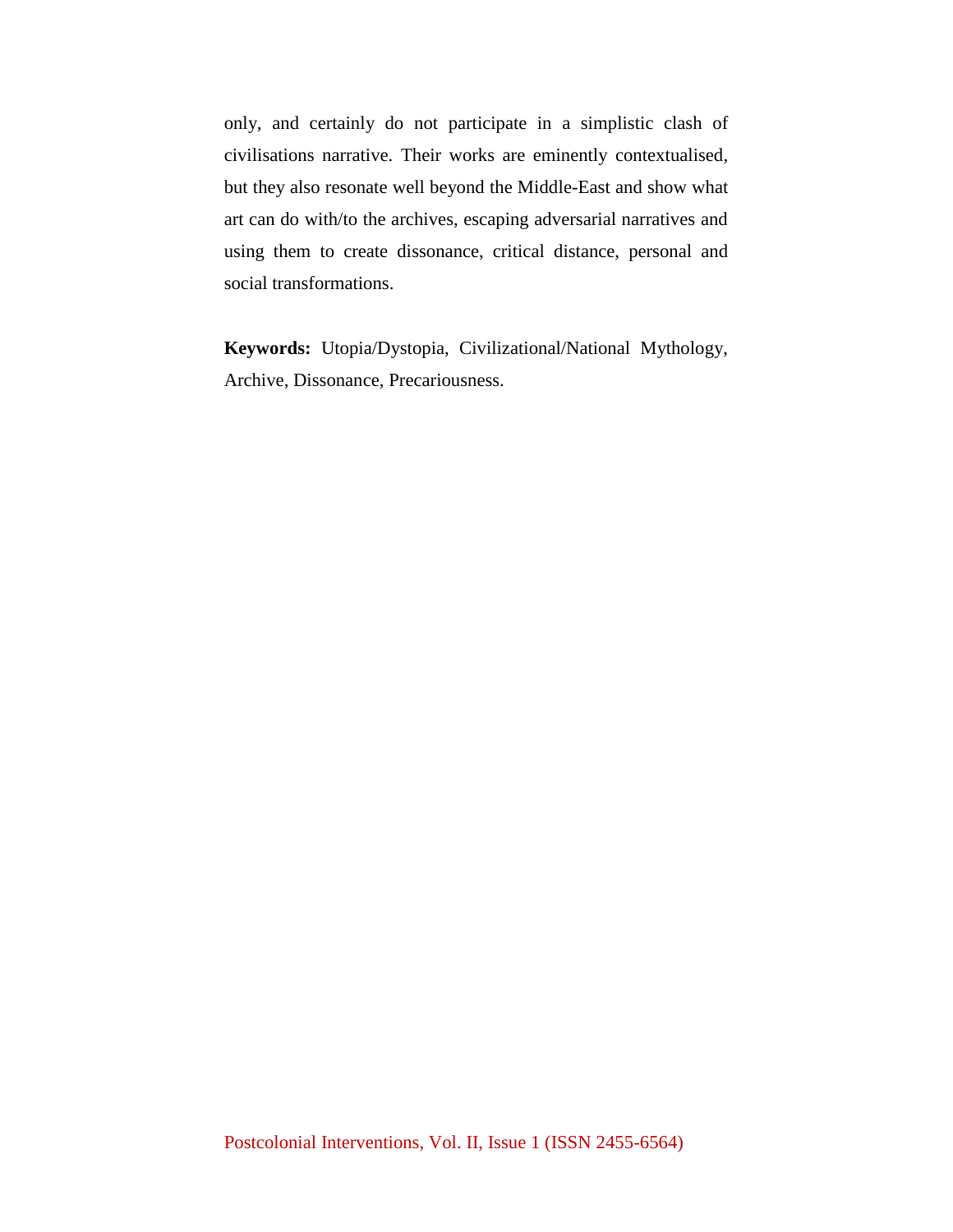only, and certainly do not participate in a simplistic clash of civilisations narrative. Their works are eminently contextualised, but they also resonate well beyond the Middle-East and show what art can do with/to the archives, escaping adversarial narratives and using them to create dissonance, critical distance, personal and social transformations.

**Keywords:** Utopia/Dystopia, Civilizational/National Mythology, Archive, Dissonance, Precariousness.